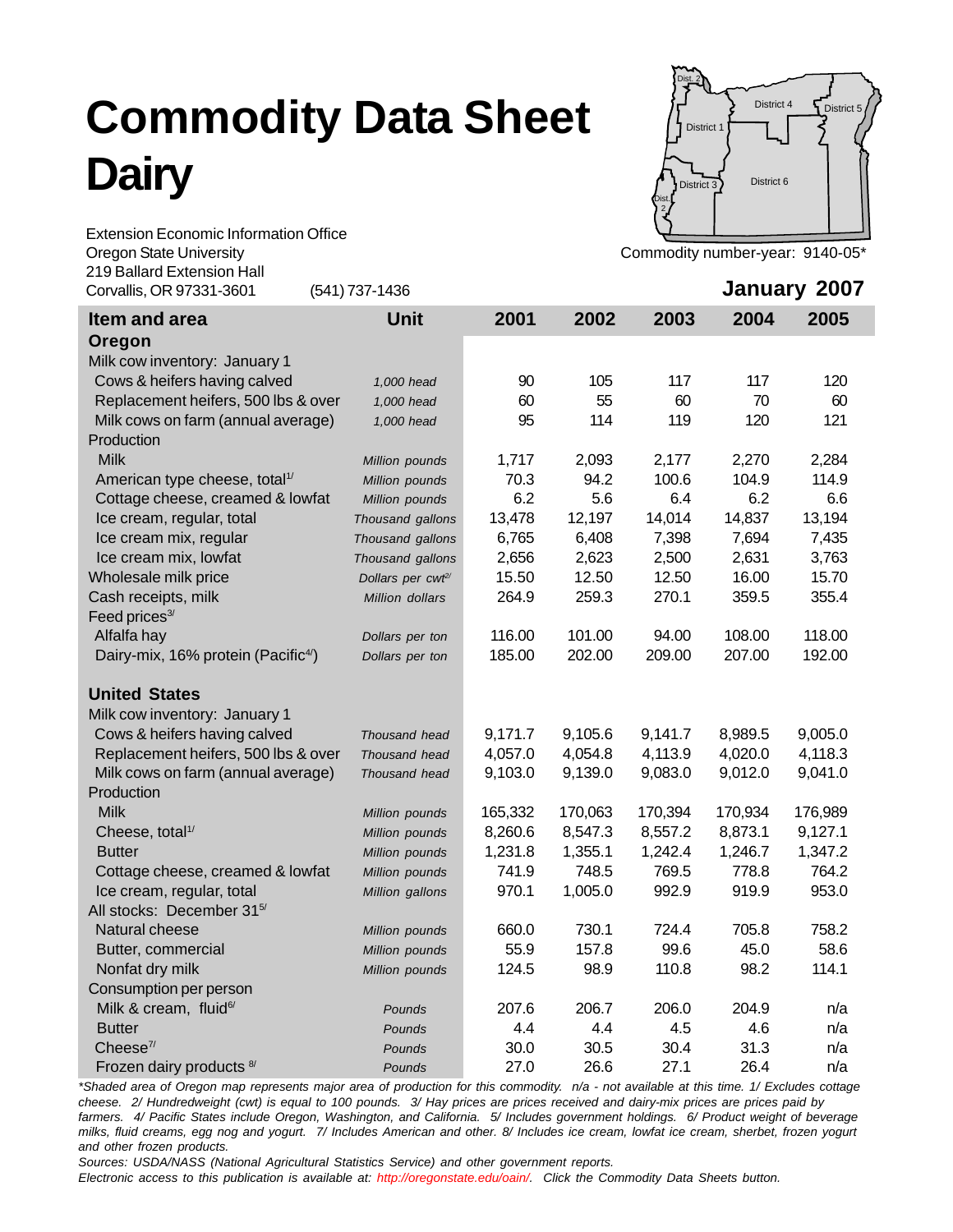# Commodity Data Sheet
# Dairy

Extension Economic Information Office
Oregon State University
219 Ballard Extension Hall
Corvallis, OR 97331-3601 (541) 737-1436

Dist. 2 | District 4 | District 5 | District 1 | District 3 | District 6 | Dist. 2

Commodity number-year: 9140-05*

**January 2007**

| Item and area | Unit | 2001 | 2002 | 2003 | 2004 | 2005 |
|---|---|---|---|---|---|---|
| **Oregon** | | | | | | |
| Milk cow inventory: January 1 | | | | | | |
| Cows & heifers having calved | *1,000 head* | 90 | 105 | 117 | 117 | 120 |
| Replacement heifers, 500 lbs & over | *1,000 head* | 60 | 55 | 60 | 70 | 60 |
| Milk cows on farm (annual average) | *1,000 head* | 95 | 114 | 119 | 120 | 121 |
| Production | | | | | | |
| Milk | *Million pounds* | 1,717 | 2,093 | 2,177 | 2,270 | 2,284 |
| American type cheese, total[1/] | *Million pounds* | 70.3 | 94.2 | 100.6 | 104.9 | 114.9 |
| Cottage cheese, creamed & lowfat | *Million pounds* | 6.2 | 5.6 | 6.4 | 6.2 | 6.6 |
| Ice cream, regular, total | *Thousand gallons* | 13,478 | 12,197 | 14,014 | 14,837 | 13,194 |
| Ice cream mix, regular | *Thousand gallons* | 6,765 | 6,408 | 7,398 | 7,694 | 7,435 |
| Ice cream mix, lowfat | *Thousand gallons* | 2,656 | 2,623 | 2,500 | 2,631 | 3,763 |
| Wholesale milk price | *Dollars per cwt[2/]* | 15.50 | 12.50 | 12.50 | 16.00 | 15.70 |
| Cash receipts, milk | *Million dollars* | 264.9 | 259.3 | 270.1 | 359.5 | 355.4 |
| Feed prices[3/] | | | | | | |
| Alfalfa hay | *Dollars per ton* | 116.00 | 101.00 | 94.00 | 108.00 | 118.00 |
| Dairy-mix, 16% protein (Pacific[4/]) | *Dollars per ton* | 185.00 | 202.00 | 209.00 | 207.00 | 192.00 |
| **United States** | | | | | | |
| Milk cow inventory: January 1 | | | | | | |
| Cows & heifers having calved | *Thousand head* | 9,171.7 | 9,105.6 | 9,141.7 | 8,989.5 | 9,005.0 |
| Replacement heifers, 500 lbs & over | *Thousand head* | 4,057.0 | 4,054.8 | 4,113.9 | 4,020.0 | 4,118.3 |
| Milk cows on farm (annual average) | *Thousand head* | 9,103.0 | 9,139.0 | 9,083.0 | 9,012.0 | 9,041.0 |
| Production | | | | | | |
| Milk | *Million pounds* | 165,332 | 170,063 | 170,394 | 170,934 | 176,989 |
| Cheese, total[1/] | *Million pounds* | 8,260.6 | 8,547.3 | 8,557.2 | 8,873.1 | 9,127.1 |
| Butter | *Million pounds* | 1,231.8 | 1,355.1 | 1,242.4 | 1,246.7 | 1,347.2 |
| Cottage cheese, creamed & lowfat | *Million pounds* | 741.9 | 748.5 | 769.5 | 778.8 | 764.2 |
| Ice cream, regular, total | *Million gallons* | 970.1 | 1,005.0 | 992.9 | 919.9 | 953.0 |
| All stocks: December 31[5/] | | | | | | |
| Natural cheese | *Million pounds* | 660.0 | 730.1 | 724.4 | 705.8 | 758.2 |
| Butter, commercial | *Million pounds* | 55.9 | 157.8 | 99.6 | 45.0 | 58.6 |
| Nonfat dry milk | *Million pounds* | 124.5 | 98.9 | 110.8 | 98.2 | 114.1 |
| Consumption per person | | | | | | |
| Milk & cream, fluid[6/] | *Pounds* | 207.6 | 206.7 | 206.0 | 204.9 | n/a |
| Butter | *Pounds* | 4.4 | 4.4 | 4.5 | 4.6 | n/a |
| Cheese[7/] | *Pounds* | 30.0 | 30.5 | 30.4 | 31.3 | n/a |
| Frozen dairy products [8/] | *Pounds* | 27.0 | 26.6 | 27.1 | 26.4 | n/a |

*\*Shaded area of Oregon map represents major area of production for this commodity. n/a - not available at this time. 1/ Excludes cottage cheese. 2/ Hundredweight (cwt) is equal to 100 pounds. 3/ Hay prices are prices received and dairy-mix prices are prices paid by farmers. 4/ Pacific States include Oregon, Washington, and California. 5/ Includes government holdings. 6/ Product weight of beverage milks, fluid creams, egg nog and yogurt. 7/ Includes American and other. 8/ Includes ice cream, lowfat ice cream, sherbet, frozen yogurt and other frozen products.*

*Sources: USDA/NASS (National Agricultural Statistics Service) and other government reports.*

*Electronic access to this publication is available at: http://oregonstate.edu/oain/. Click the Commodity Data Sheets button.*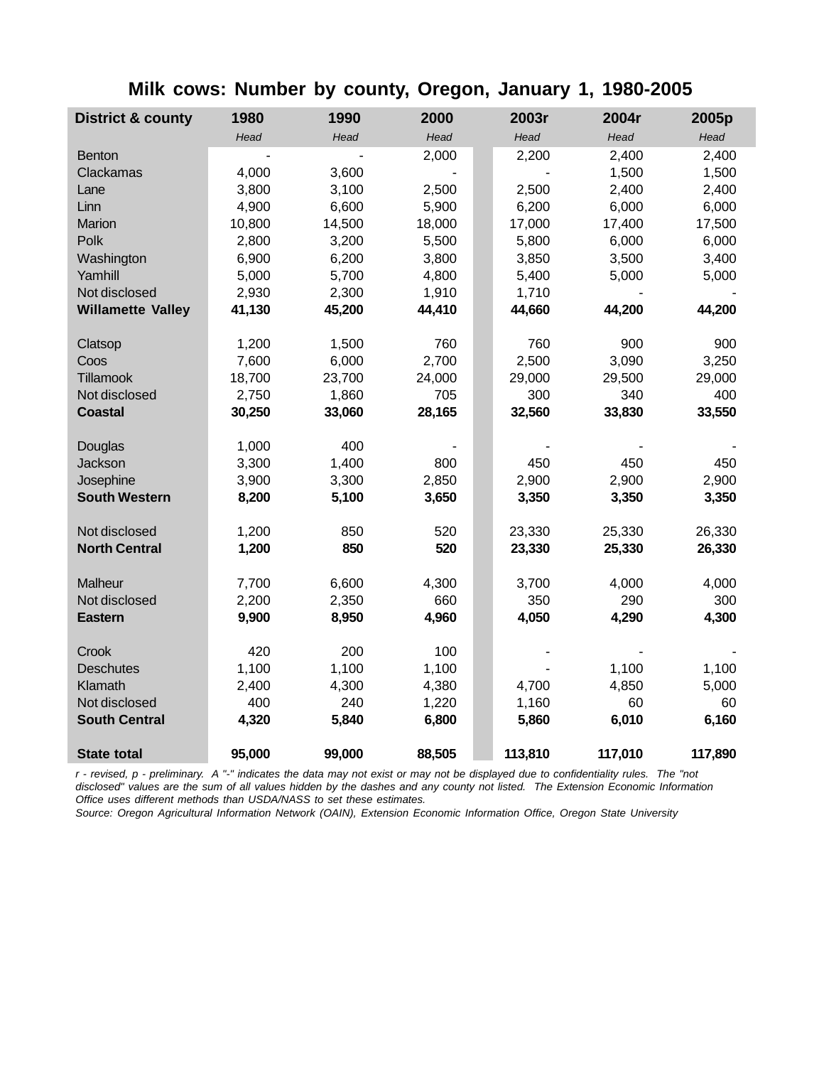# Milk cows: Number by county, Oregon, January 1, 1980-2005

| District & county | 1980 | 1990 | 2000 | 2003r | 2004r | 2005p |
|---|---|---|---|---|---|---|
| | *Head* | *Head* | *Head* | *Head* | *Head* | *Head* |
| Benton | - | - | 2,000 | 2,200 | 2,400 | 2,400 |
| Clackamas | 4,000 | 3,600 | - | - | 1,500 | 1,500 |
| Lane | 3,800 | 3,100 | 2,500 | 2,500 | 2,400 | 2,400 |
| Linn | 4,900 | 6,600 | 5,900 | 6,200 | 6,000 | 6,000 |
| Marion | 10,800 | 14,500 | 18,000 | 17,000 | 17,400 | 17,500 |
| Polk | 2,800 | 3,200 | 5,500 | 5,800 | 6,000 | 6,000 |
| Washington | 6,900 | 6,200 | 3,800 | 3,850 | 3,500 | 3,400 |
| Yamhill | 5,000 | 5,700 | 4,800 | 5,400 | 5,000 | 5,000 |
| Not disclosed | 2,930 | 2,300 | 1,910 | 1,710 | - | - |
| **Willamette Valley** | **41,130** | **45,200** | **44,410** | **44,660** | **44,200** | **44,200** |
| | | | | | | |
| Clatsop | 1,200 | 1,500 | 760 | 760 | 900 | 900 |
| Coos | 7,600 | 6,000 | 2,700 | 2,500 | 3,090 | 3,250 |
| Tillamook | 18,700 | 23,700 | 24,000 | 29,000 | 29,500 | 29,000 |
| Not disclosed | 2,750 | 1,860 | 705 | 300 | 340 | 400 |
| **Coastal** | **30,250** | **33,060** | **28,165** | **32,560** | **33,830** | **33,550** |
| | | | | | | |
| Douglas | 1,000 | 400 | - | - | - | - |
| Jackson | 3,300 | 1,400 | 800 | 450 | 450 | 450 |
| Josephine | 3,900 | 3,300 | 2,850 | 2,900 | 2,900 | 2,900 |
| **South Western** | **8,200** | **5,100** | **3,650** | **3,350** | **3,350** | **3,350** |
| | | | | | | |
| Not disclosed | 1,200 | 850 | 520 | 23,330 | 25,330 | 26,330 |
| **North Central** | **1,200** | **850** | **520** | **23,330** | **25,330** | **26,330** |
| | | | | | | |
| Malheur | 7,700 | 6,600 | 4,300 | 3,700 | 4,000 | 4,000 |
| Not disclosed | 2,200 | 2,350 | 660 | 350 | 290 | 300 |
| **Eastern** | **9,900** | **8,950** | **4,960** | **4,050** | **4,290** | **4,300** |
| | | | | | | |
| Crook | 420 | 200 | 100 | - | - | - |
| Deschutes | 1,100 | 1,100 | 1,100 | - | 1,100 | 1,100 |
| Klamath | 2,400 | 4,300 | 4,380 | 4,700 | 4,850 | 5,000 |
| Not disclosed | 400 | 240 | 1,220 | 1,160 | 60 | 60 |
| **South Central** | **4,320** | **5,840** | **6,800** | **5,860** | **6,010** | **6,160** |
| | | | | | | |
| **State total** | **95,000** | **99,000** | **88,505** | **113,810** | **117,010** | **117,890** |

*r - revised, p - preliminary. A "-" indicates the data may not exist or may not be displayed due to confidentiality rules. The "not disclosed" values are the sum of all values hidden by the dashes and any county not listed. The Extension Economic Information Office uses different methods than USDA/NASS to set these estimates.*

*Source: Oregon Agricultural Information Network (OAIN), Extension Economic Information Office, Oregon State University*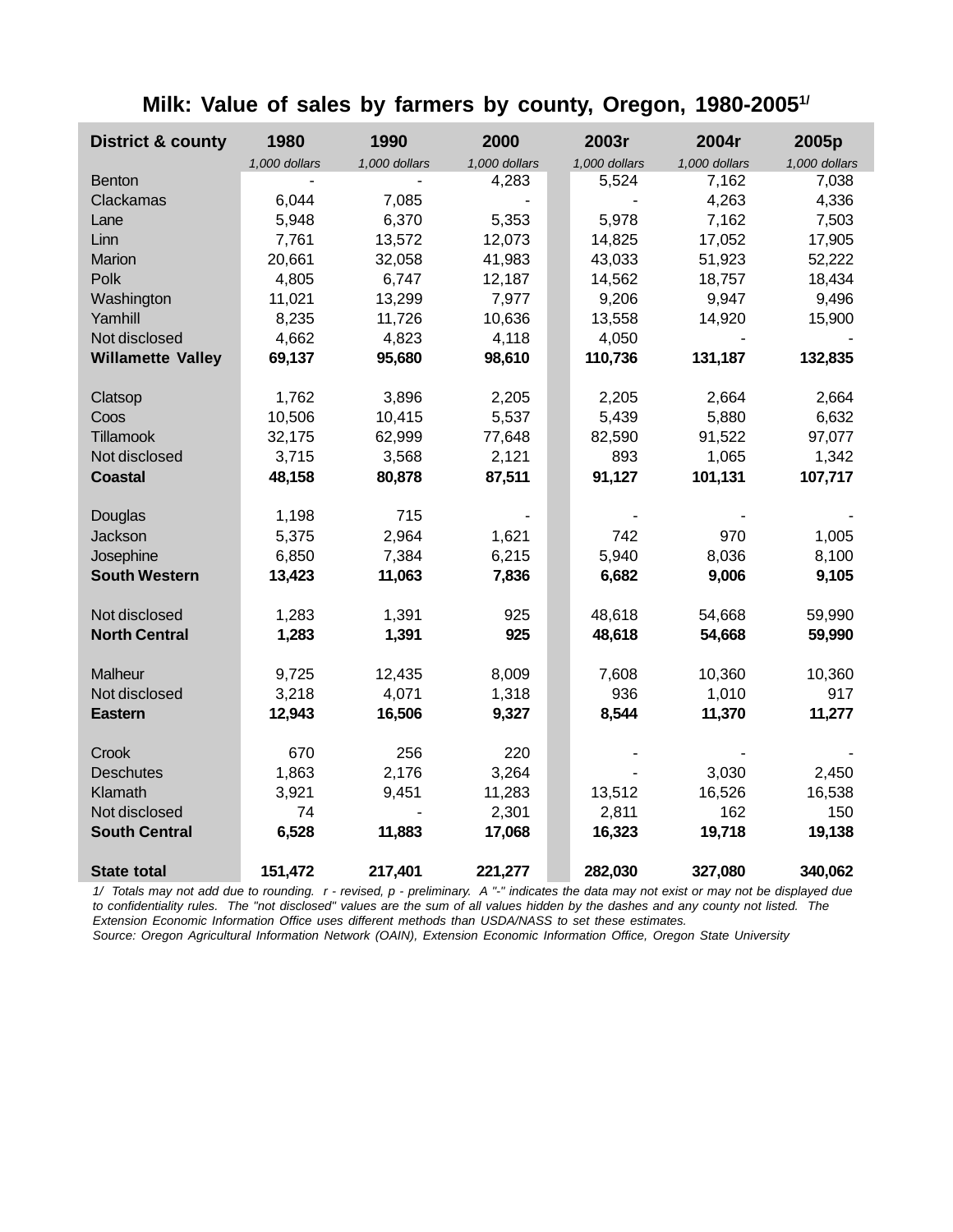# Milk: Value of sales by farmers by county, Oregon, 1980-2005[1/]

| District & county | 1980 | 1990 | 2000 | 2003r | 2004r | 2005p |
|---|---|---|---|---|---|---|
| | *1,000 dollars* | *1,000 dollars* | *1,000 dollars* | *1,000 dollars* | *1,000 dollars* | *1,000 dollars* |
| Benton | - | - | 4,283 | 5,524 | 7,162 | 7,038 |
| Clackamas | 6,044 | 7,085 | - | - | 4,263 | 4,336 |
| Lane | 5,948 | 6,370 | 5,353 | 5,978 | 7,162 | 7,503 |
| Linn | 7,761 | 13,572 | 12,073 | 14,825 | 17,052 | 17,905 |
| Marion | 20,661 | 32,058 | 41,983 | 43,033 | 51,923 | 52,222 |
| Polk | 4,805 | 6,747 | 12,187 | 14,562 | 18,757 | 18,434 |
| Washington | 11,021 | 13,299 | 7,977 | 9,206 | 9,947 | 9,496 |
| Yamhill | 8,235 | 11,726 | 10,636 | 13,558 | 14,920 | 15,900 |
| Not disclosed | 4,662 | 4,823 | 4,118 | 4,050 | - | - |
| **Willamette Valley** | **69,137** | **95,680** | **98,610** | **110,736** | **131,187** | **132,835** |
| | | | | | | |
| Clatsop | 1,762 | 3,896 | 2,205 | 2,205 | 2,664 | 2,664 |
| Coos | 10,506 | 10,415 | 5,537 | 5,439 | 5,880 | 6,632 |
| Tillamook | 32,175 | 62,999 | 77,648 | 82,590 | 91,522 | 97,077 |
| Not disclosed | 3,715 | 3,568 | 2,121 | 893 | 1,065 | 1,342 |
| **Coastal** | **48,158** | **80,878** | **87,511** | **91,127** | **101,131** | **107,717** |
| | | | | | | |
| Douglas | 1,198 | 715 | - | - | - | - |
| Jackson | 5,375 | 2,964 | 1,621 | 742 | 970 | 1,005 |
| Josephine | 6,850 | 7,384 | 6,215 | 5,940 | 8,036 | 8,100 |
| **South Western** | **13,423** | **11,063** | **7,836** | **6,682** | **9,006** | **9,105** |
| | | | | | | |
| Not disclosed | 1,283 | 1,391 | 925 | 48,618 | 54,668 | 59,990 |
| **North Central** | **1,283** | **1,391** | **925** | **48,618** | **54,668** | **59,990** |
| | | | | | | |
| Malheur | 9,725 | 12,435 | 8,009 | 7,608 | 10,360 | 10,360 |
| Not disclosed | 3,218 | 4,071 | 1,318 | 936 | 1,010 | 917 |
| **Eastern** | **12,943** | **16,506** | **9,327** | **8,544** | **11,370** | **11,277** |
| | | | | | | |
| Crook | 670 | 256 | 220 | - | - | - |
| Deschutes | 1,863 | 2,176 | 3,264 | - | 3,030 | 2,450 |
| Klamath | 3,921 | 9,451 | 11,283 | 13,512 | 16,526 | 16,538 |
| Not disclosed | 74 | - | 2,301 | 2,811 | 162 | 150 |
| **South Central** | **6,528** | **11,883** | **17,068** | **16,323** | **19,718** | **19,138** |
| | | | | | | |
| **State total** | **151,472** | **217,401** | **221,277** | **282,030** | **327,080** | **340,062** |

*1/ Totals may not add due to rounding. r - revised, p - preliminary. A "-" indicates the data may not exist or may not be displayed due to confidentiality rules. The "not disclosed" values are the sum of all values hidden by the dashes and any county not listed. The Extension Economic Information Office uses different methods than USDA/NASS to set these estimates.*

*Source: Oregon Agricultural Information Network (OAIN), Extension Economic Information Office, Oregon State University*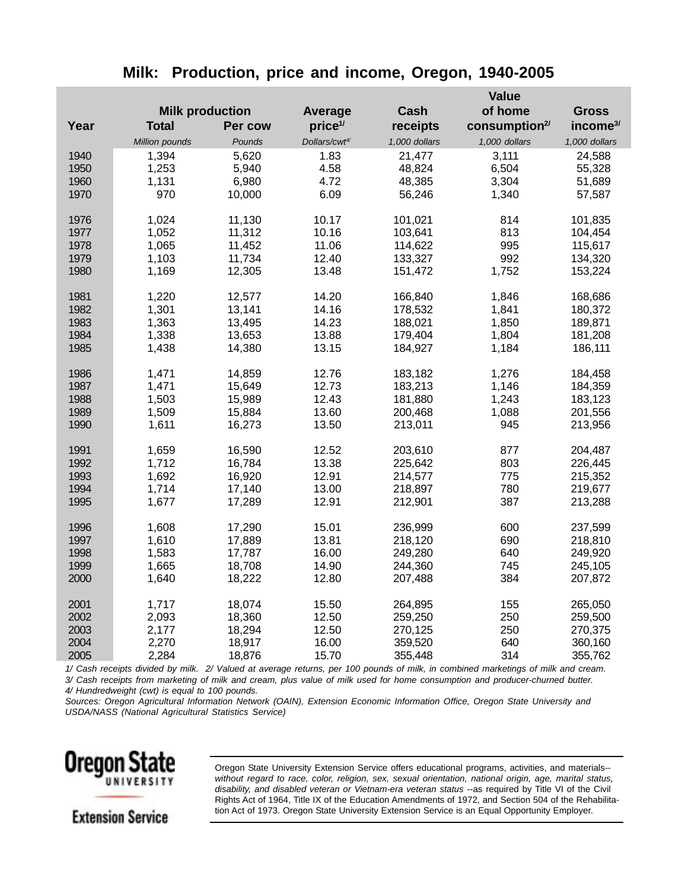## Milk: Production, price and income, Oregon, 1940-2005

| Year | Milk production Total | Milk production Per cow | Average price[1/] | Cash receipts | Value of home consumption[2/] | Gross income[3/] |
|---|---|---|---|---|---|---|
| | *Million pounds* | *Pounds* | *Dollars/cwt*[4/] | *1,000 dollars* | *1,000 dollars* | *1,000 dollars* |
| 1940 | 1,394 | 5,620 | 1.83 | 21,477 | 3,111 | 24,588 |
| 1950 | 1,253 | 5,940 | 4.58 | 48,824 | 6,504 | 55,328 |
| 1960 | 1,131 | 6,980 | 4.72 | 48,385 | 3,304 | 51,689 |
| 1970 | 970 | 10,000 | 6.09 | 56,246 | 1,340 | 57,587 |
| 1976 | 1,024 | 11,130 | 10.17 | 101,021 | 814 | 101,835 |
| 1977 | 1,052 | 11,312 | 10.16 | 103,641 | 813 | 104,454 |
| 1978 | 1,065 | 11,452 | 11.06 | 114,622 | 995 | 115,617 |
| 1979 | 1,103 | 11,734 | 12.40 | 133,327 | 992 | 134,320 |
| 1980 | 1,169 | 12,305 | 13.48 | 151,472 | 1,752 | 153,224 |
| 1981 | 1,220 | 12,577 | 14.20 | 166,840 | 1,846 | 168,686 |
| 1982 | 1,301 | 13,141 | 14.16 | 178,532 | 1,841 | 180,372 |
| 1983 | 1,363 | 13,495 | 14.23 | 188,021 | 1,850 | 189,871 |
| 1984 | 1,338 | 13,653 | 13.88 | 179,404 | 1,804 | 181,208 |
| 1985 | 1,438 | 14,380 | 13.15 | 184,927 | 1,184 | 186,111 |
| 1986 | 1,471 | 14,859 | 12.76 | 183,182 | 1,276 | 184,458 |
| 1987 | 1,471 | 15,649 | 12.73 | 183,213 | 1,146 | 184,359 |
| 1988 | 1,503 | 15,989 | 12.43 | 181,880 | 1,243 | 183,123 |
| 1989 | 1,509 | 15,884 | 13.60 | 200,468 | 1,088 | 201,556 |
| 1990 | 1,611 | 16,273 | 13.50 | 213,011 | 945 | 213,956 |
| 1991 | 1,659 | 16,590 | 12.52 | 203,610 | 877 | 204,487 |
| 1992 | 1,712 | 16,784 | 13.38 | 225,642 | 803 | 226,445 |
| 1993 | 1,692 | 16,920 | 12.91 | 214,577 | 775 | 215,352 |
| 1994 | 1,714 | 17,140 | 13.00 | 218,897 | 780 | 219,677 |
| 1995 | 1,677 | 17,289 | 12.91 | 212,901 | 387 | 213,288 |
| 1996 | 1,608 | 17,290 | 15.01 | 236,999 | 600 | 237,599 |
| 1997 | 1,610 | 17,889 | 13.81 | 218,120 | 690 | 218,810 |
| 1998 | 1,583 | 17,787 | 16.00 | 249,280 | 640 | 249,920 |
| 1999 | 1,665 | 18,708 | 14.90 | 244,360 | 745 | 245,105 |
| 2000 | 1,640 | 18,222 | 12.80 | 207,488 | 384 | 207,872 |
| 2001 | 1,717 | 18,074 | 15.50 | 264,895 | 155 | 265,050 |
| 2002 | 2,093 | 18,360 | 12.50 | 259,250 | 250 | 259,500 |
| 2003 | 2,177 | 18,294 | 12.50 | 270,125 | 250 | 270,375 |
| 2004 | 2,270 | 18,917 | 16.00 | 359,520 | 640 | 360,160 |
| 2005 | 2,284 | 18,876 | 15.70 | 355,448 | 314 | 355,762 |

*1/ Cash receipts divided by milk. 2/ Valued at average returns, per 100 pounds of milk, in combined marketings of milk and cream.*
*3/ Cash receipts from marketing of milk and cream, plus value of milk used for home consumption and producer-churned butter.*
*4/ Hundredweight (cwt) is equal to 100 pounds.*
*Sources: Oregon Agricultural Information Network (OAIN), Extension Economic Information Office, Oregon State University and USDA/NASS (National Agricultural Statistics Service)*

**Oregon State University Extension Service**

Oregon State University Extension Service offers educational programs, activities, and materials--*without regard to race, color, religion, sex, sexual orientation, national origin, age, marital status, disability, and disabled veteran or Vietnam-era veteran status* --as required by Title VI of the Civil Rights Act of 1964, Title IX of the Education Amendments of 1972, and Section 504 of the Rehabilitation Act of 1973. Oregon State University Extension Service is an Equal Opportunity Employer.